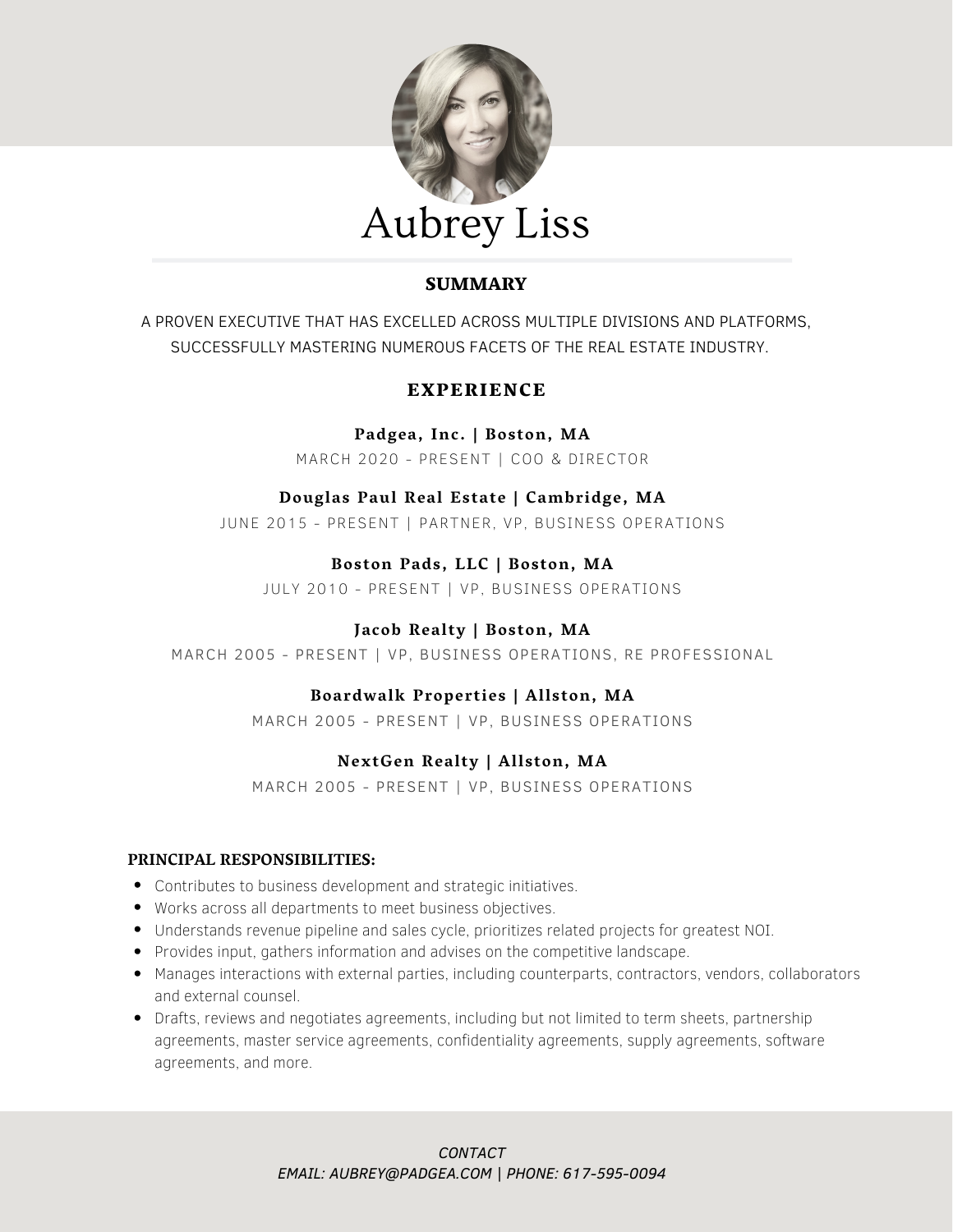# Aubrey Liss

## SUMMARY

A PROVEN EXECUTIVE THAT HAS EXCELLED ACROSS MULTIPLE DIVISIONS AND PLATFORMS, SUCCESSFULLY MASTERING NUMEROUS FACETS OF THE REAL ESTATE INDUSTRY.

## EXPERIENCE

**Padgea, Inc. | Boston, MA**
MARCH 2020 - PRESENT | COO & DIRECTOR

**Douglas Paul Real Estate | Cambridge, MA**
JUNE 2015 - PRESENT | PARTNER, VP, BUSINESS OPERATIONS

**Boston Pads, LLC | Boston, MA**
JULY 2010 - PRESENT | VP, BUSINESS OPERATIONS

**Jacob Realty | Boston, MA**
MARCH 2005 - PRESENT | VP, BUSINESS OPERATIONS, RE PROFESSIONAL

**Boardwalk Properties | Allston, MA**
MARCH 2005 - PRESENT | VP, BUSINESS OPERATIONS

**NextGen Realty | Allston, MA**
MARCH 2005 - PRESENT | VP, BUSINESS OPERATIONS

**PRINCIPAL RESPONSIBILITIES:**

- Contributes to business development and strategic initiatives.
- Works across all departments to meet business objectives.
- Understands revenue pipeline and sales cycle, prioritizes related projects for greatest NOI.
- Provides input, gathers information and advises on the competitive landscape.
- Manages interactions with external parties, including counterparts, contractors, vendors, collaborators and external counsel.
- Drafts, reviews and negotiates agreements, including but not limited to term sheets, partnership agreements, master service agreements, confidentiality agreements, supply agreements, software agreements, and more.

*CONTACT*
*EMAIL: AUBREY@PADGEA.COM | PHONE: 617-595-0094*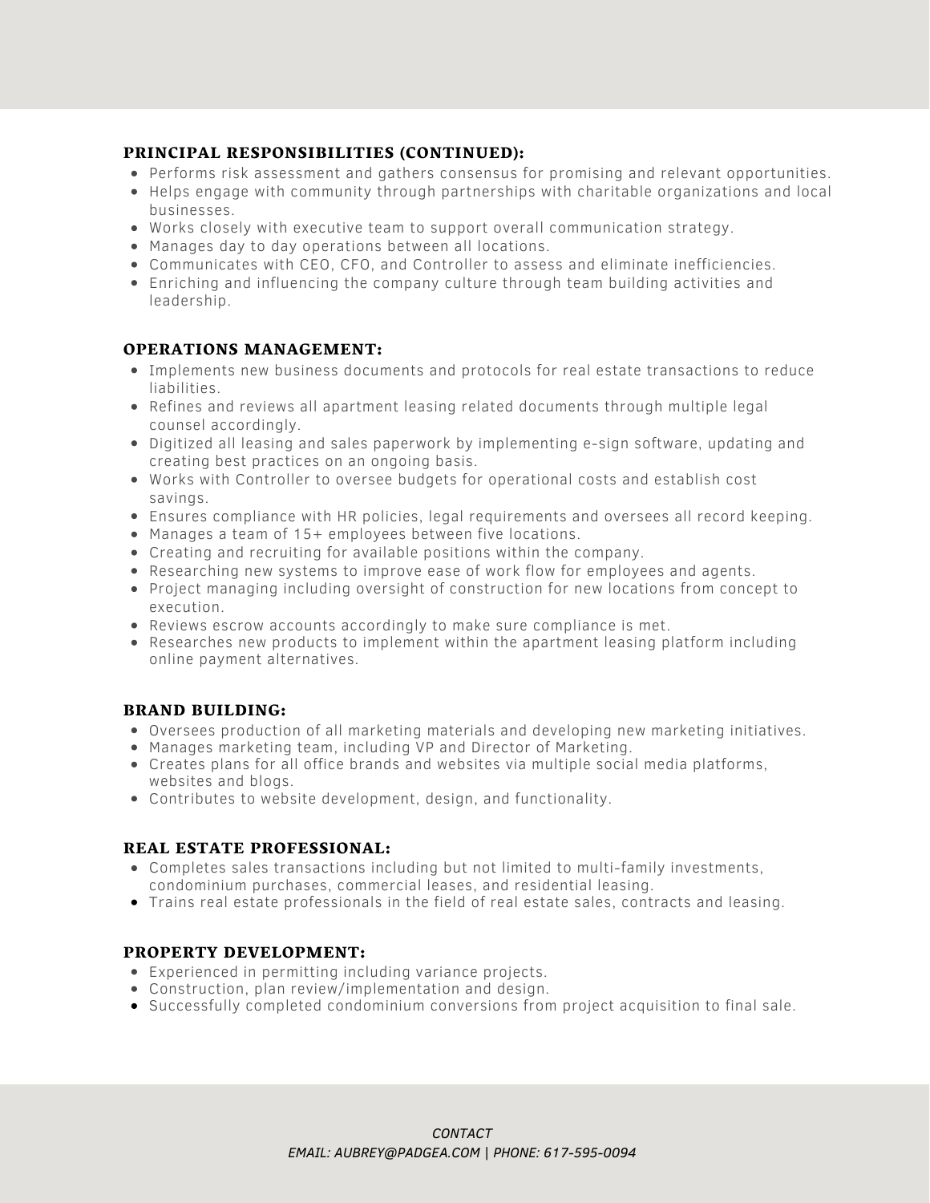### PRINCIPAL RESPONSIBILITIES (CONTINUED):

- Performs risk assessment and gathers consensus for promising and relevant opportunities.
- Helps engage with community through partnerships with charitable organizations and local businesses.
- Works closely with executive team to support overall communication strategy.
- Manages day to day operations between all locations.
- Communicates with CEO, CFO, and Controller to assess and eliminate inefficiencies.
- Enriching and influencing the company culture through team building activities and leadership.

### OPERATIONS MANAGEMENT:

- Implements new business documents and protocols for real estate transactions to reduce liabilities.
- Refines and reviews all apartment leasing related documents through multiple legal counsel accordingly.
- Digitized all leasing and sales paperwork by implementing e-sign software, updating and creating best practices on an ongoing basis.
- Works with Controller to oversee budgets for operational costs and establish cost savings.
- Ensures compliance with HR policies, legal requirements and oversees all record keeping.
- Manages a team of 15+ employees between five locations.
- Creating and recruiting for available positions within the company.
- Researching new systems to improve ease of work flow for employees and agents.
- Project managing including oversight of construction for new locations from concept to execution.
- Reviews escrow accounts accordingly to make sure compliance is met.
- Researches new products to implement within the apartment leasing platform including online payment alternatives.

### BRAND BUILDING:

- Oversees production of all marketing materials and developing new marketing initiatives.
- Manages marketing team, including VP and Director of Marketing.
- Creates plans for all office brands and websites via multiple social media platforms, websites and blogs.
- Contributes to website development, design, and functionality.

### REAL ESTATE PROFESSIONAL:

- Completes sales transactions including but not limited to multi-family investments, condominium purchases, commercial leases, and residential leasing.
- Trains real estate professionals in the field of real estate sales, contracts and leasing.

### PROPERTY DEVELOPMENT:

- Experienced in permitting including variance projects.
- Construction, plan review/implementation and design.
- Successfully completed condominium conversions from project acquisition to final sale.

*CONTACT*

*EMAIL: AUBREY@PADGEA.COM | PHONE: 617-595-0094*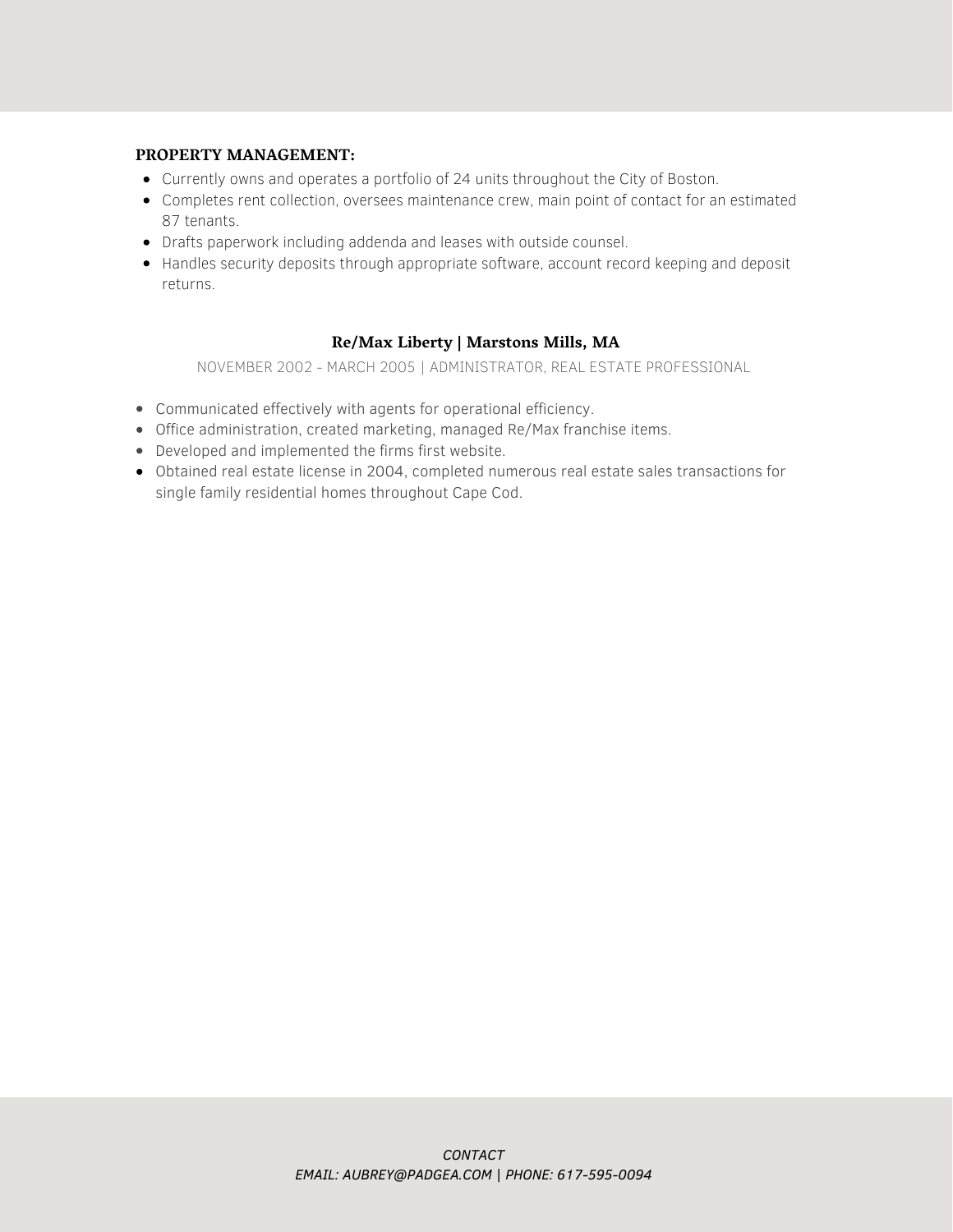**PROPERTY MANAGEMENT:**

- Currently owns and operates a portfolio of 24 units throughout the City of Boston.
- Completes rent collection, oversees maintenance crew, main point of contact for an estimated 87 tenants.
- Drafts paperwork including addenda and leases with outside counsel.
- Handles security deposits through appropriate software, account record keeping and deposit returns.

### Re/Max Liberty | Marstons Mills, MA

NOVEMBER 2002 - MARCH 2005 | ADMINISTRATOR, REAL ESTATE PROFESSIONAL

- Communicated effectively with agents for operational efficiency.
- Office administration, created marketing, managed Re/Max franchise items.
- Developed and implemented the firms first website.
- Obtained real estate license in 2004, completed numerous real estate sales transactions for single family residential homes throughout Cape Cod.

*CONTACT*

*EMAIL: AUBREY@PADGEA.COM | PHONE: 617-595-0094*